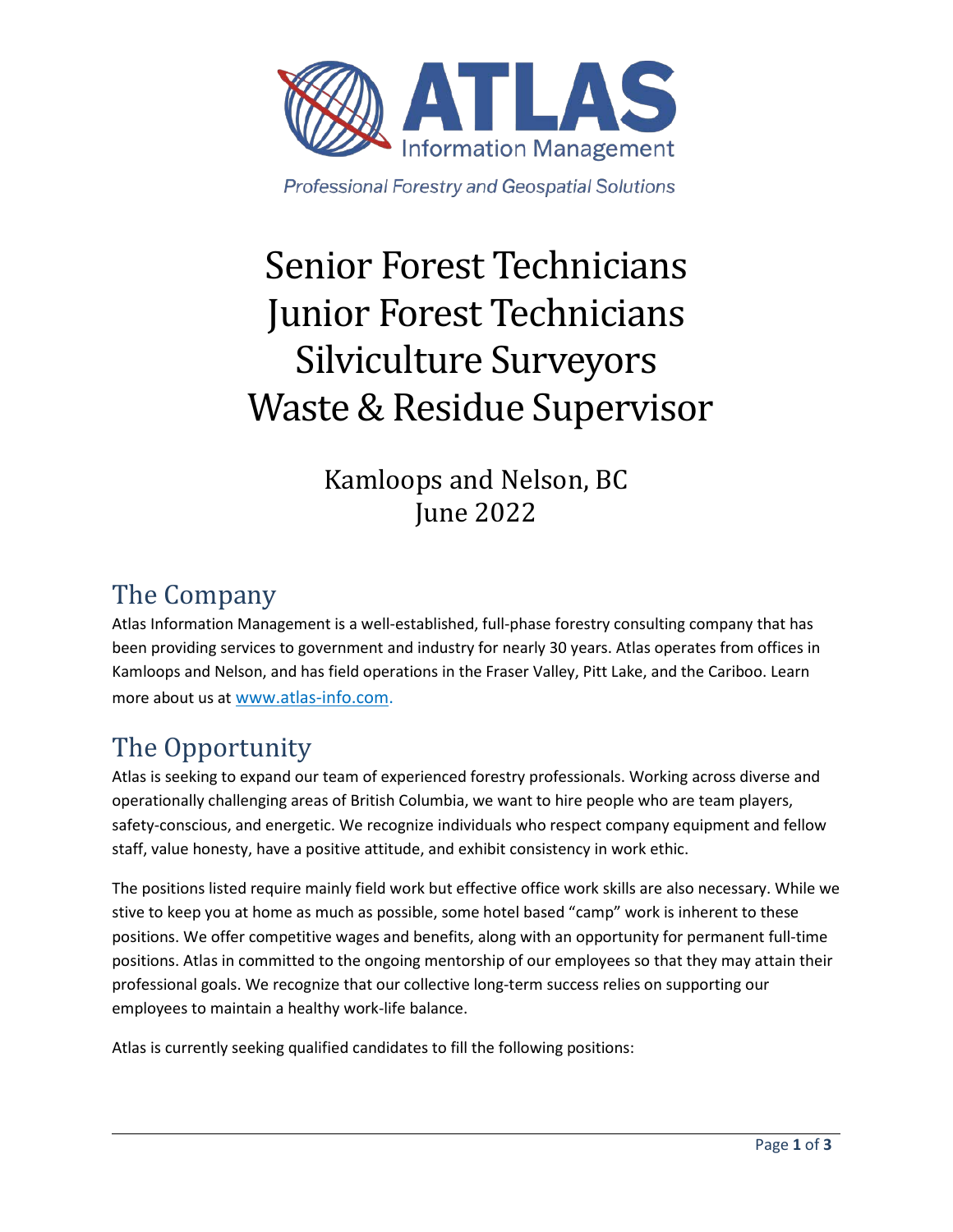ATLAS

Information Management

*Professional Forestry and Geospatial Solutions*

# Senior Forest Technicians
# Junior Forest Technicians
# Silviculture Surveyors
# Waste & Residue Supervisor

Kamloops and Nelson, BC

June 2022

## The Company

Atlas Information Management is a well-established, full-phase forestry consulting company that has been providing services to government and industry for nearly 30 years. Atlas operates from offices in Kamloops and Nelson, and has field operations in the Fraser Valley, Pitt Lake, and the Cariboo. Learn more about us at [www.atlas-info.com](http://www.atlas-info.com).

## The Opportunity

Atlas is seeking to expand our team of experienced forestry professionals. Working across diverse and operationally challenging areas of British Columbia, we want to hire people who are team players, safety-conscious, and energetic. We recognize individuals who respect company equipment and fellow staff, value honesty, have a positive attitude, and exhibit consistency in work ethic.

The positions listed require mainly field work but effective office work skills are also necessary. While we stive to keep you at home as much as possible, some hotel based "camp" work is inherent to these positions. We offer competitive wages and benefits, along with an opportunity for permanent full-time positions. Atlas in committed to the ongoing mentorship of our employees so that they may attain their professional goals. We recognize that our collective long-term success relies on supporting our employees to maintain a healthy work-life balance.

Atlas is currently seeking qualified candidates to fill the following positions: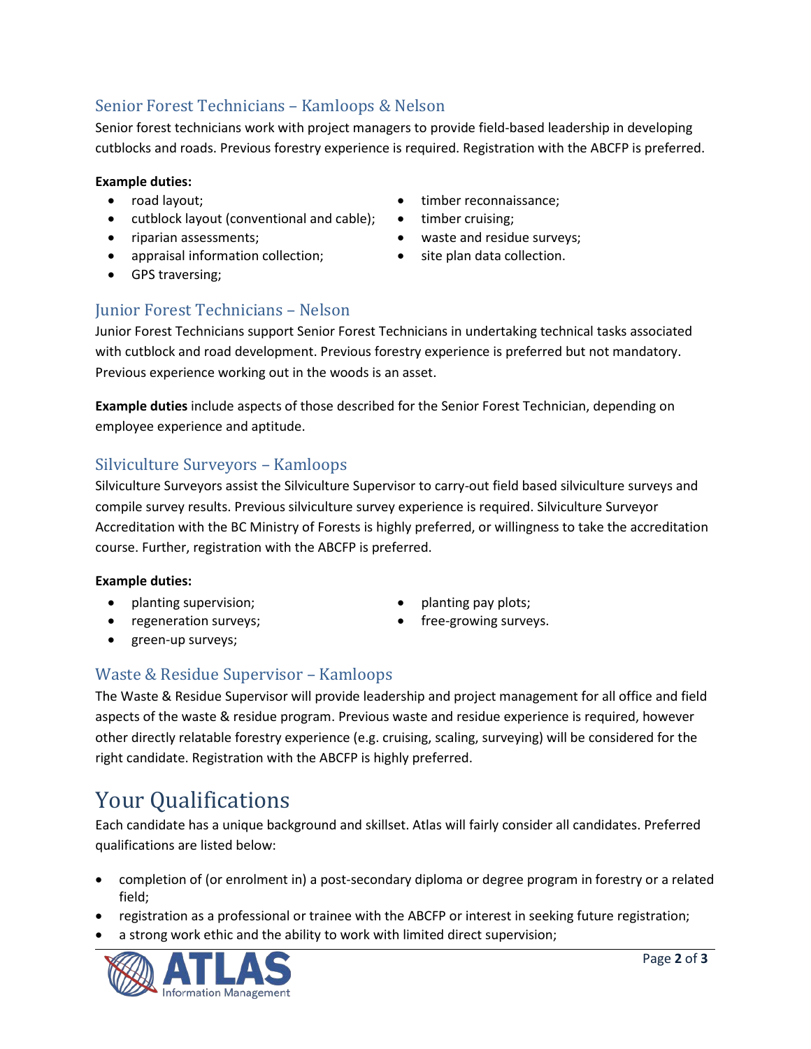## Senior Forest Technicians – Kamloops & Nelson

Senior forest technicians work with project managers to provide field-based leadership in developing cutblocks and roads. Previous forestry experience is required. Registration with the ABCFP is preferred.

**Example duties:**

- road layout;
- cutblock layout (conventional and cable);
- riparian assessments;
- appraisal information collection;
- GPS traversing;
- timber reconnaissance;
- timber cruising;
- waste and residue surveys;
- site plan data collection.

## Junior Forest Technicians – Nelson

Junior Forest Technicians support Senior Forest Technicians in undertaking technical tasks associated with cutblock and road development. Previous forestry experience is preferred but not mandatory. Previous experience working out in the woods is an asset.

**Example duties** include aspects of those described for the Senior Forest Technician, depending on employee experience and aptitude.

## Silviculture Surveyors – Kamloops

Silviculture Surveyors assist the Silviculture Supervisor to carry-out field based silviculture surveys and compile survey results. Previous silviculture survey experience is required. Silviculture Surveyor Accreditation with the BC Ministry of Forests is highly preferred, or willingness to take the accreditation course. Further, registration with the ABCFP is preferred.

**Example duties:**

- planting supervision;
- regeneration surveys;
- green-up surveys;
- planting pay plots;
- free-growing surveys.

## Waste & Residue Supervisor – Kamloops

The Waste & Residue Supervisor will provide leadership and project management for all office and field aspects of the waste & residue program. Previous waste and residue experience is required, however other directly relatable forestry experience (e.g. cruising, scaling, surveying) will be considered for the right candidate. Registration with the ABCFP is highly preferred.

# Your Qualifications

Each candidate has a unique background and skillset. Atlas will fairly consider all candidates. Preferred qualifications are listed below:

- completion of (or enrolment in) a post-secondary diploma or degree program in forestry or a related field;
- registration as a professional or trainee with the ABCFP or interest in seeking future registration;
- a strong work ethic and the ability to work with limited direct supervision;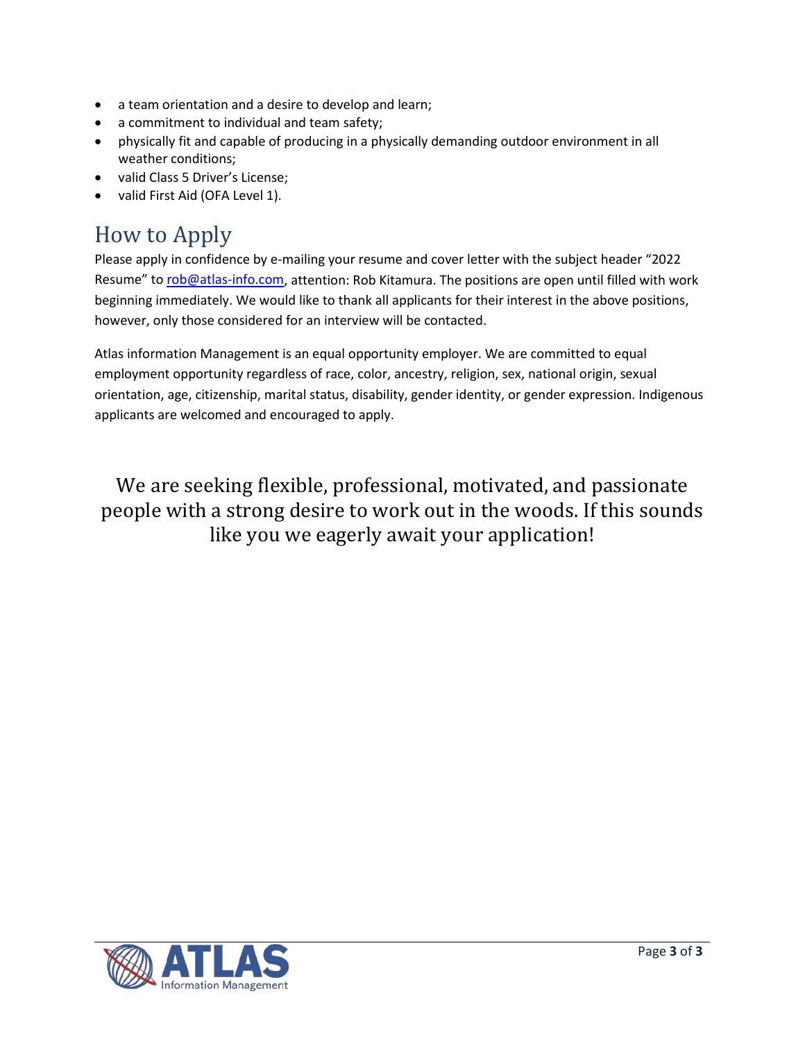- a team orientation and a desire to develop and learn;
- a commitment to individual and team safety;
- physically fit and capable of producing in a physically demanding outdoor environment in all weather conditions;
- valid Class 5 Driver's License;
- valid First Aid (OFA Level 1).

## How to Apply

Please apply in confidence by e-mailing your resume and cover letter with the subject header "2022 Resume" to rob@atlas-info.com, attention: Rob Kitamura. The positions are open until filled with work beginning immediately. We would like to thank all applicants for their interest in the above positions, however, only those considered for an interview will be contacted.

Atlas information Management is an equal opportunity employer. We are committed to equal employment opportunity regardless of race, color, ancestry, religion, sex, national origin, sexual orientation, age, citizenship, marital status, disability, gender identity, or gender expression. Indigenous applicants are welcomed and encouraged to apply.

We are seeking flexible, professional, motivated, and passionate people with a strong desire to work out in the woods. If this sounds like you we eagerly await your application!